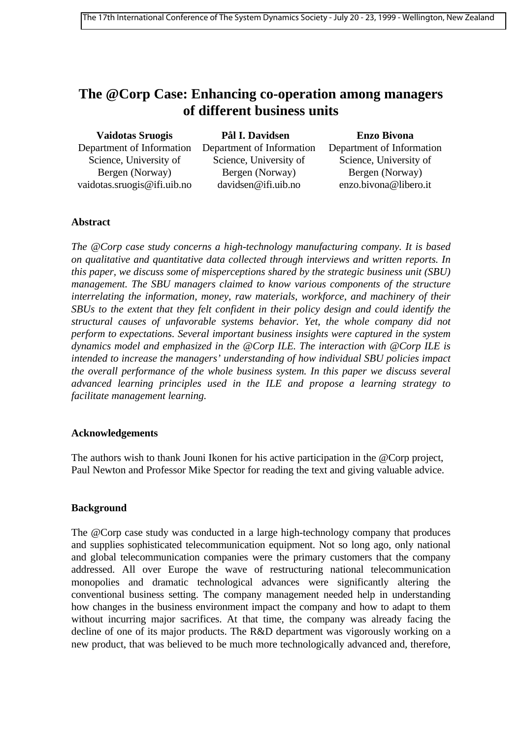# The @Corp Case: Enhancing co-operation among managers of different business units

**Vaidotas Sruogis**
Department of Information Science, University of Bergen (Norway)
vaidotas.sruogis@ifi.uib.no

**Pål I. Davidsen**
Department of Information Science, University of Bergen (Norway)
davidsen@ifi.uib.no

**Enzo Bivona**
Department of Information Science, University of Bergen (Norway)
enzo.bivona@libero.it

### Abstract

*The @Corp case study concerns a high-technology manufacturing company. It is based on qualitative and quantitative data collected through interviews and written reports. In this paper, we discuss some of misperceptions shared by the strategic business unit (SBU) management. The SBU managers claimed to know various components of the structure interrelating the information, money, raw materials, workforce, and machinery of their SBUs to the extent that they felt confident in their policy design and could identify the structural causes of unfavorable systems behavior. Yet, the whole company did not perform to expectations. Several important business insights were captured in the system dynamics model and emphasized in the @Corp ILE. The interaction with @Corp ILE is intended to increase the managers' understanding of how individual SBU policies impact the overall performance of the whole business system. In this paper we discuss several advanced learning principles used in the ILE and propose a learning strategy to facilitate management learning.*

### Acknowledgements

The authors wish to thank Jouni Ikonen for his active participation in the @Corp project, Paul Newton and Professor Mike Spector for reading the text and giving valuable advice.

### Background

The @Corp case study was conducted in a large high-technology company that produces and supplies sophisticated telecommunication equipment. Not so long ago, only national and global telecommunication companies were the primary customers that the company addressed. All over Europe the wave of restructuring national telecommunication monopolies and dramatic technological advances were significantly altering the conventional business setting. The company management needed help in understanding how changes in the business environment impact the company and how to adapt to them without incurring major sacrifices. At that time, the company was already facing the decline of one of its major products. The R&D department was vigorously working on a new product, that was believed to be much more technologically advanced and, therefore,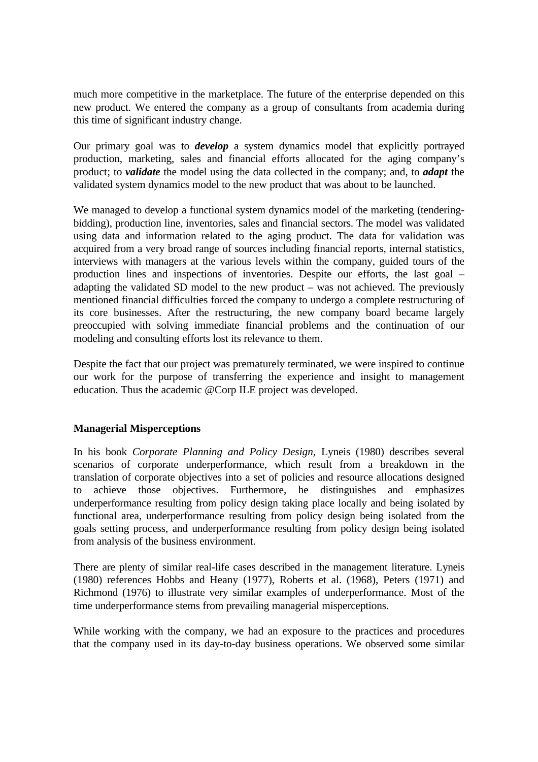much more competitive in the marketplace. The future of the enterprise depended on this new product. We entered the company as a group of consultants from academia during this time of significant industry change.

Our primary goal was to ***develop*** a system dynamics model that explicitly portrayed production, marketing, sales and financial efforts allocated for the aging company's product; to ***validate*** the model using the data collected in the company; and, to ***adapt*** the validated system dynamics model to the new product that was about to be launched.

We managed to develop a functional system dynamics model of the marketing (tendering-bidding), production line, inventories, sales and financial sectors. The model was validated using data and information related to the aging product. The data for validation was acquired from a very broad range of sources including financial reports, internal statistics, interviews with managers at the various levels within the company, guided tours of the production lines and inspections of inventories. Despite our efforts, the last goal – adapting the validated SD model to the new product – was not achieved. The previously mentioned financial difficulties forced the company to undergo a complete restructuring of its core businesses. After the restructuring, the new company board became largely preoccupied with solving immediate financial problems and the continuation of our modeling and consulting efforts lost its relevance to them.

Despite the fact that our project was prematurely terminated, we were inspired to continue our work for the purpose of transferring the experience and insight to management education. Thus the academic @Corp ILE project was developed.

**Managerial Misperceptions**

In his book *Corporate Planning and Policy Design*, Lyneis (1980) describes several scenarios of corporate underperformance, which result from a breakdown in the translation of corporate objectives into a set of policies and resource allocations designed to achieve those objectives. Furthermore, he distinguishes and emphasizes underperformance resulting from policy design taking place locally and being isolated by functional area, underperformance resulting from policy design being isolated from the goals setting process, and underperformance resulting from policy design being isolated from analysis of the business environment.

There are plenty of similar real-life cases described in the management literature. Lyneis (1980) references Hobbs and Heany (1977), Roberts et al. (1968), Peters (1971) and Richmond (1976) to illustrate very similar examples of underperformance. Most of the time underperformance stems from prevailing managerial misperceptions.

While working with the company, we had an exposure to the practices and procedures that the company used in its day-to-day business operations. We observed some similar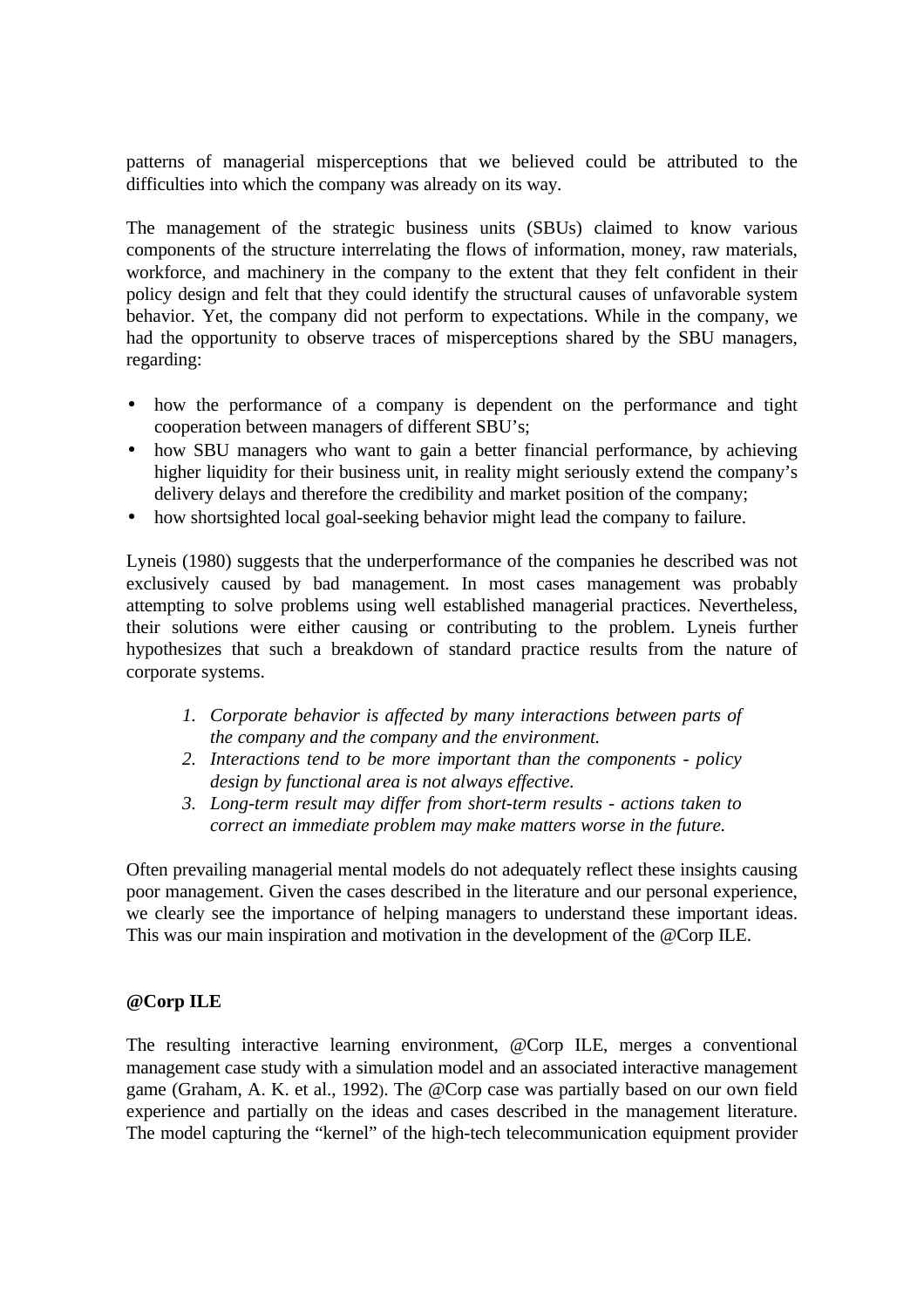patterns of managerial misperceptions that we believed could be attributed to the difficulties into which the company was already on its way.

The management of the strategic business units (SBUs) claimed to know various components of the structure interrelating the flows of information, money, raw materials, workforce, and machinery in the company to the extent that they felt confident in their policy design and felt that they could identify the structural causes of unfavorable system behavior. Yet, the company did not perform to expectations. While in the company, we had the opportunity to observe traces of misperceptions shared by the SBU managers, regarding:

- how the performance of a company is dependent on the performance and tight cooperation between managers of different SBU's;
- how SBU managers who want to gain a better financial performance, by achieving higher liquidity for their business unit, in reality might seriously extend the company's delivery delays and therefore the credibility and market position of the company;
- how shortsighted local goal-seeking behavior might lead the company to failure.

Lyneis (1980) suggests that the underperformance of the companies he described was not exclusively caused by bad management. In most cases management was probably attempting to solve problems using well established managerial practices. Nevertheless, their solutions were either causing or contributing to the problem. Lyneis further hypothesizes that such a breakdown of standard practice results from the nature of corporate systems.

1. *Corporate behavior is affected by many interactions between parts of the company and the company and the environment.*
2. *Interactions tend to be more important than the components - policy design by functional area is not always effective.*
3. *Long-term result may differ from short-term results - actions taken to correct an immediate problem may make matters worse in the future.*

Often prevailing managerial mental models do not adequately reflect these insights causing poor management. Given the cases described in the literature and our personal experience, we clearly see the importance of helping managers to understand these important ideas. This was our main inspiration and motivation in the development of the @Corp ILE.

**@Corp ILE**

The resulting interactive learning environment, @Corp ILE, merges a conventional management case study with a simulation model and an associated interactive management game (Graham, A. K. et al., 1992). The @Corp case was partially based on our own field experience and partially on the ideas and cases described in the management literature. The model capturing the "kernel" of the high-tech telecommunication equipment provider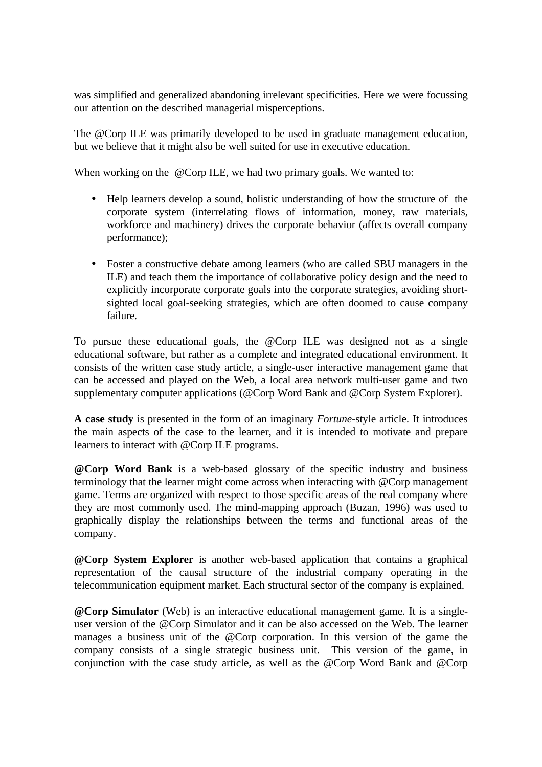was simplified and generalized abandoning irrelevant specificities. Here we were focussing our attention on the described managerial misperceptions.

The @Corp ILE was primarily developed to be used in graduate management education, but we believe that it might also be well suited for use in executive education.

When working on the @Corp ILE, we had two primary goals. We wanted to:

- Help learners develop a sound, holistic understanding of how the structure of the corporate system (interrelating flows of information, money, raw materials, workforce and machinery) drives the corporate behavior (affects overall company performance);
- Foster a constructive debate among learners (who are called SBU managers in the ILE) and teach them the importance of collaborative policy design and the need to explicitly incorporate corporate goals into the corporate strategies, avoiding short-sighted local goal-seeking strategies, which are often doomed to cause company failure.

To pursue these educational goals, the @Corp ILE was designed not as a single educational software, but rather as a complete and integrated educational environment. It consists of the written case study article, a single-user interactive management game that can be accessed and played on the Web, a local area network multi-user game and two supplementary computer applications (@Corp Word Bank and @Corp System Explorer).

**A case study** is presented in the form of an imaginary *Fortune*-style article. It introduces the main aspects of the case to the learner, and it is intended to motivate and prepare learners to interact with @Corp ILE programs.

**@Corp Word Bank** is a web-based glossary of the specific industry and business terminology that the learner might come across when interacting with @Corp management game. Terms are organized with respect to those specific areas of the real company where they are most commonly used. The mind-mapping approach (Buzan, 1996) was used to graphically display the relationships between the terms and functional areas of the company.

**@Corp System Explorer** is another web-based application that contains a graphical representation of the causal structure of the industrial company operating in the telecommunication equipment market. Each structural sector of the company is explained.

**@Corp Simulator** (Web) is an interactive educational management game. It is a single-user version of the @Corp Simulator and it can be also accessed on the Web. The learner manages a business unit of the @Corp corporation. In this version of the game the company consists of a single strategic business unit. This version of the game, in conjunction with the case study article, as well as the @Corp Word Bank and @Corp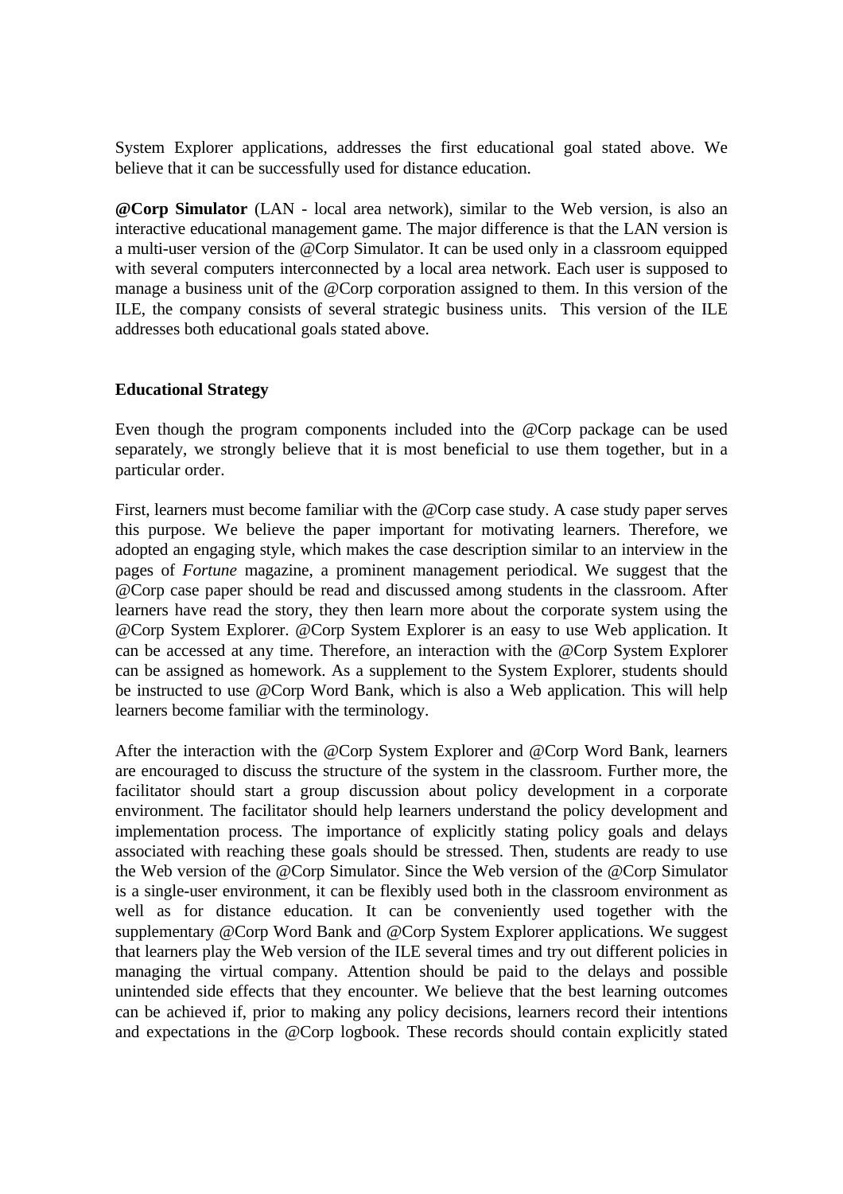System Explorer applications, addresses the first educational goal stated above. We believe that it can be successfully used for distance education.

**@Corp Simulator** (LAN - local area network), similar to the Web version, is also an interactive educational management game. The major difference is that the LAN version is a multi-user version of the @Corp Simulator. It can be used only in a classroom equipped with several computers interconnected by a local area network. Each user is supposed to manage a business unit of the @Corp corporation assigned to them. In this version of the ILE, the company consists of several strategic business units. This version of the ILE addresses both educational goals stated above.

**Educational Strategy**

Even though the program components included into the @Corp package can be used separately, we strongly believe that it is most beneficial to use them together, but in a particular order.

First, learners must become familiar with the @Corp case study. A case study paper serves this purpose. We believe the paper important for motivating learners. Therefore, we adopted an engaging style, which makes the case description similar to an interview in the pages of *Fortune* magazine, a prominent management periodical. We suggest that the @Corp case paper should be read and discussed among students in the classroom. After learners have read the story, they then learn more about the corporate system using the @Corp System Explorer. @Corp System Explorer is an easy to use Web application. It can be accessed at any time. Therefore, an interaction with the @Corp System Explorer can be assigned as homework. As a supplement to the System Explorer, students should be instructed to use @Corp Word Bank, which is also a Web application. This will help learners become familiar with the terminology.

After the interaction with the @Corp System Explorer and @Corp Word Bank, learners are encouraged to discuss the structure of the system in the classroom. Further more, the facilitator should start a group discussion about policy development in a corporate environment. The facilitator should help learners understand the policy development and implementation process. The importance of explicitly stating policy goals and delays associated with reaching these goals should be stressed. Then, students are ready to use the Web version of the @Corp Simulator. Since the Web version of the @Corp Simulator is a single-user environment, it can be flexibly used both in the classroom environment as well as for distance education. It can be conveniently used together with the supplementary @Corp Word Bank and @Corp System Explorer applications. We suggest that learners play the Web version of the ILE several times and try out different policies in managing the virtual company. Attention should be paid to the delays and possible unintended side effects that they encounter. We believe that the best learning outcomes can be achieved if, prior to making any policy decisions, learners record their intentions and expectations in the @Corp logbook. These records should contain explicitly stated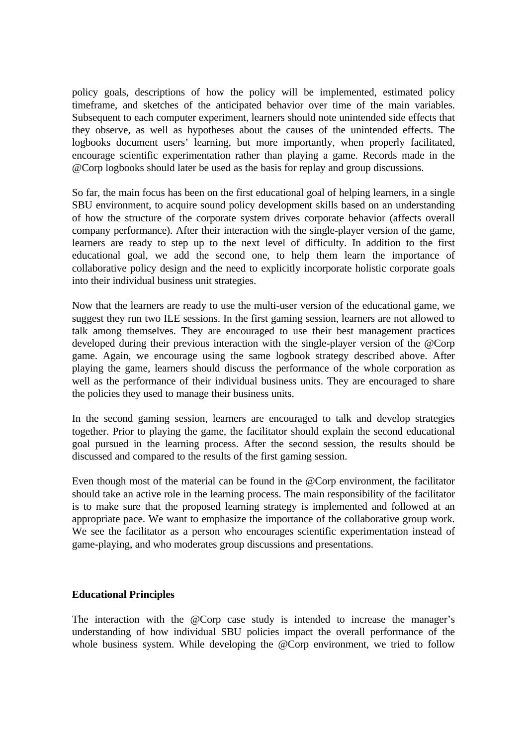policy goals, descriptions of how the policy will be implemented, estimated policy timeframe, and sketches of the anticipated behavior over time of the main variables. Subsequent to each computer experiment, learners should note unintended side effects that they observe, as well as hypotheses about the causes of the unintended effects. The logbooks document users' learning, but more importantly, when properly facilitated, encourage scientific experimentation rather than playing a game. Records made in the @Corp logbooks should later be used as the basis for replay and group discussions.

So far, the main focus has been on the first educational goal of helping learners, in a single SBU environment, to acquire sound policy development skills based on an understanding of how the structure of the corporate system drives corporate behavior (affects overall company performance). After their interaction with the single-player version of the game, learners are ready to step up to the next level of difficulty. In addition to the first educational goal, we add the second one, to help them learn the importance of collaborative policy design and the need to explicitly incorporate holistic corporate goals into their individual business unit strategies.

Now that the learners are ready to use the multi-user version of the educational game, we suggest they run two ILE sessions. In the first gaming session, learners are not allowed to talk among themselves. They are encouraged to use their best management practices developed during their previous interaction with the single-player version of the @Corp game. Again, we encourage using the same logbook strategy described above. After playing the game, learners should discuss the performance of the whole corporation as well as the performance of their individual business units. They are encouraged to share the policies they used to manage their business units.

In the second gaming session, learners are encouraged to talk and develop strategies together. Prior to playing the game, the facilitator should explain the second educational goal pursued in the learning process. After the second session, the results should be discussed and compared to the results of the first gaming session.

Even though most of the material can be found in the @Corp environment, the facilitator should take an active role in the learning process. The main responsibility of the facilitator is to make sure that the proposed learning strategy is implemented and followed at an appropriate pace. We want to emphasize the importance of the collaborative group work. We see the facilitator as a person who encourages scientific experimentation instead of game-playing, and who moderates group discussions and presentations.

**Educational Principles**

The interaction with the @Corp case study is intended to increase the manager's understanding of how individual SBU policies impact the overall performance of the whole business system. While developing the @Corp environment, we tried to follow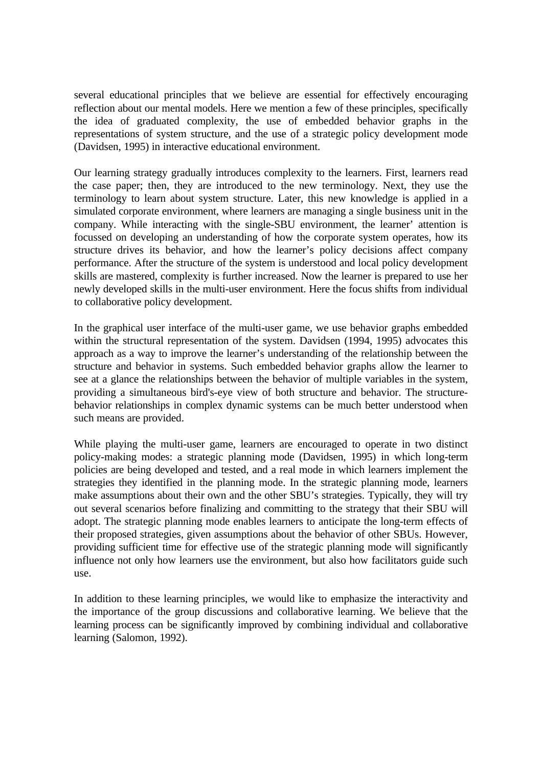several educational principles that we believe are essential for effectively encouraging reflection about our mental models. Here we mention a few of these principles, specifically the idea of graduated complexity, the use of embedded behavior graphs in the representations of system structure, and the use of a strategic policy development mode (Davidsen, 1995) in interactive educational environment.

Our learning strategy gradually introduces complexity to the learners. First, learners read the case paper; then, they are introduced to the new terminology. Next, they use the terminology to learn about system structure. Later, this new knowledge is applied in a simulated corporate environment, where learners are managing a single business unit in the company. While interacting with the single-SBU environment, the learner' attention is focussed on developing an understanding of how the corporate system operates, how its structure drives its behavior, and how the learner's policy decisions affect company performance. After the structure of the system is understood and local policy development skills are mastered, complexity is further increased. Now the learner is prepared to use her newly developed skills in the multi-user environment. Here the focus shifts from individual to collaborative policy development.

In the graphical user interface of the multi-user game, we use behavior graphs embedded within the structural representation of the system. Davidsen (1994, 1995) advocates this approach as a way to improve the learner's understanding of the relationship between the structure and behavior in systems. Such embedded behavior graphs allow the learner to see at a glance the relationships between the behavior of multiple variables in the system, providing a simultaneous bird's-eye view of both structure and behavior. The structure-behavior relationships in complex dynamic systems can be much better understood when such means are provided.

While playing the multi-user game, learners are encouraged to operate in two distinct policy-making modes: a strategic planning mode (Davidsen, 1995) in which long-term policies are being developed and tested, and a real mode in which learners implement the strategies they identified in the planning mode. In the strategic planning mode, learners make assumptions about their own and the other SBU's strategies. Typically, they will try out several scenarios before finalizing and committing to the strategy that their SBU will adopt. The strategic planning mode enables learners to anticipate the long-term effects of their proposed strategies, given assumptions about the behavior of other SBUs. However, providing sufficient time for effective use of the strategic planning mode will significantly influence not only how learners use the environment, but also how facilitators guide such use.

In addition to these learning principles, we would like to emphasize the interactivity and the importance of the group discussions and collaborative learning. We believe that the learning process can be significantly improved by combining individual and collaborative learning (Salomon, 1992).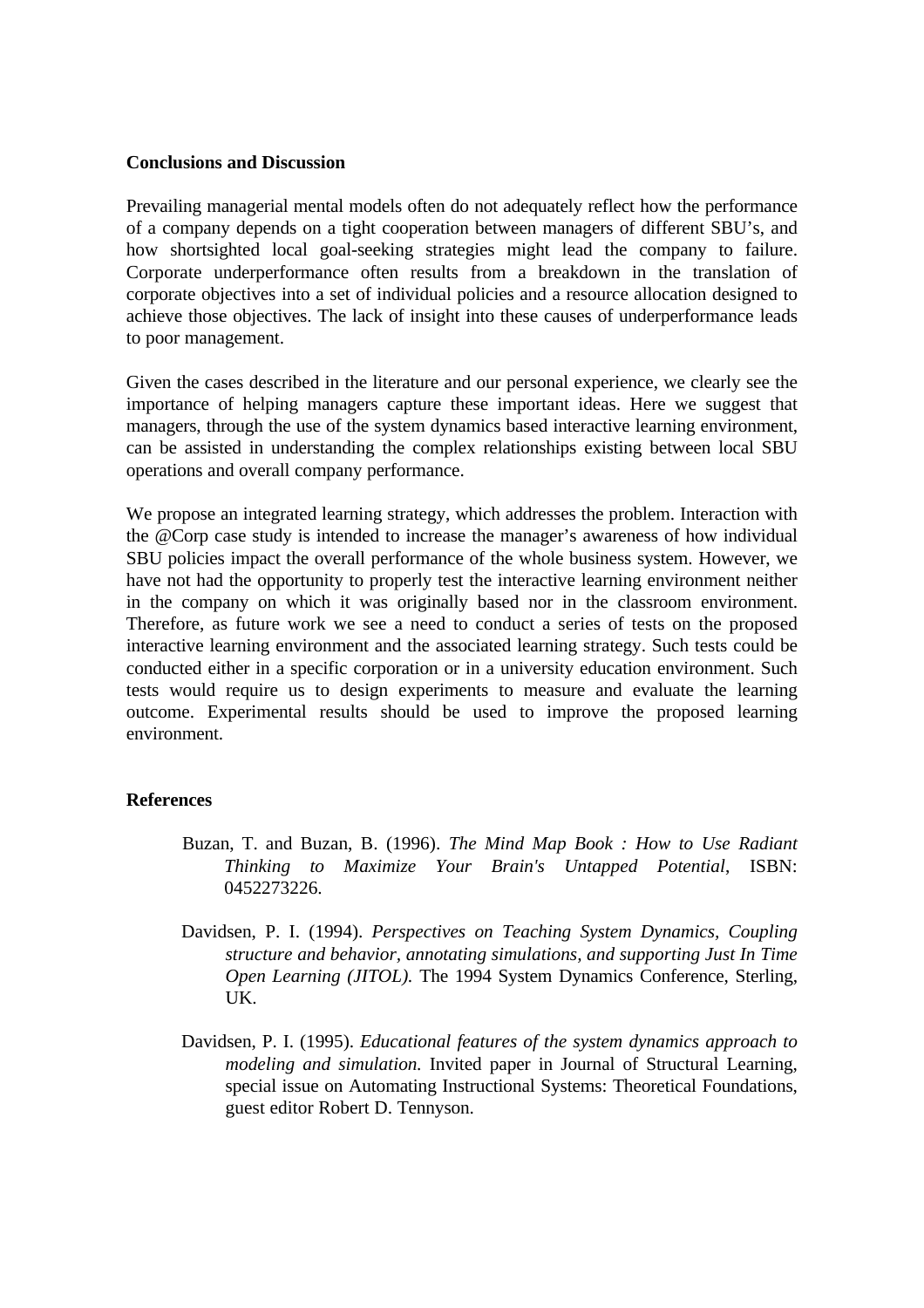**Conclusions and Discussion**

Prevailing managerial mental models often do not adequately reflect how the performance of a company depends on a tight cooperation between managers of different SBU's, and how shortsighted local goal-seeking strategies might lead the company to failure. Corporate underperformance often results from a breakdown in the translation of corporate objectives into a set of individual policies and a resource allocation designed to achieve those objectives. The lack of insight into these causes of underperformance leads to poor management.

Given the cases described in the literature and our personal experience, we clearly see the importance of helping managers capture these important ideas. Here we suggest that managers, through the use of the system dynamics based interactive learning environment, can be assisted in understanding the complex relationships existing between local SBU operations and overall company performance.

We propose an integrated learning strategy, which addresses the problem. Interaction with the @Corp case study is intended to increase the manager's awareness of how individual SBU policies impact the overall performance of the whole business system. However, we have not had the opportunity to properly test the interactive learning environment neither in the company on which it was originally based nor in the classroom environment. Therefore, as future work we see a need to conduct a series of tests on the proposed interactive learning environment and the associated learning strategy. Such tests could be conducted either in a specific corporation or in a university education environment. Such tests would require us to design experiments to measure and evaluate the learning outcome. Experimental results should be used to improve the proposed learning environment.

**References**

Buzan, T. and Buzan, B. (1996). *The Mind Map Book : How to Use Radiant Thinking to Maximize Your Brain's Untapped Potential*, ISBN: 0452273226.

Davidsen, P. I. (1994). *Perspectives on Teaching System Dynamics, Coupling structure and behavior, annotating simulations, and supporting Just In Time Open Learning (JITOL).* The 1994 System Dynamics Conference, Sterling, UK.

Davidsen, P. I. (1995). *Educational features of the system dynamics approach to modeling and simulation.* Invited paper in Journal of Structural Learning, special issue on Automating Instructional Systems: Theoretical Foundations, guest editor Robert D. Tennyson.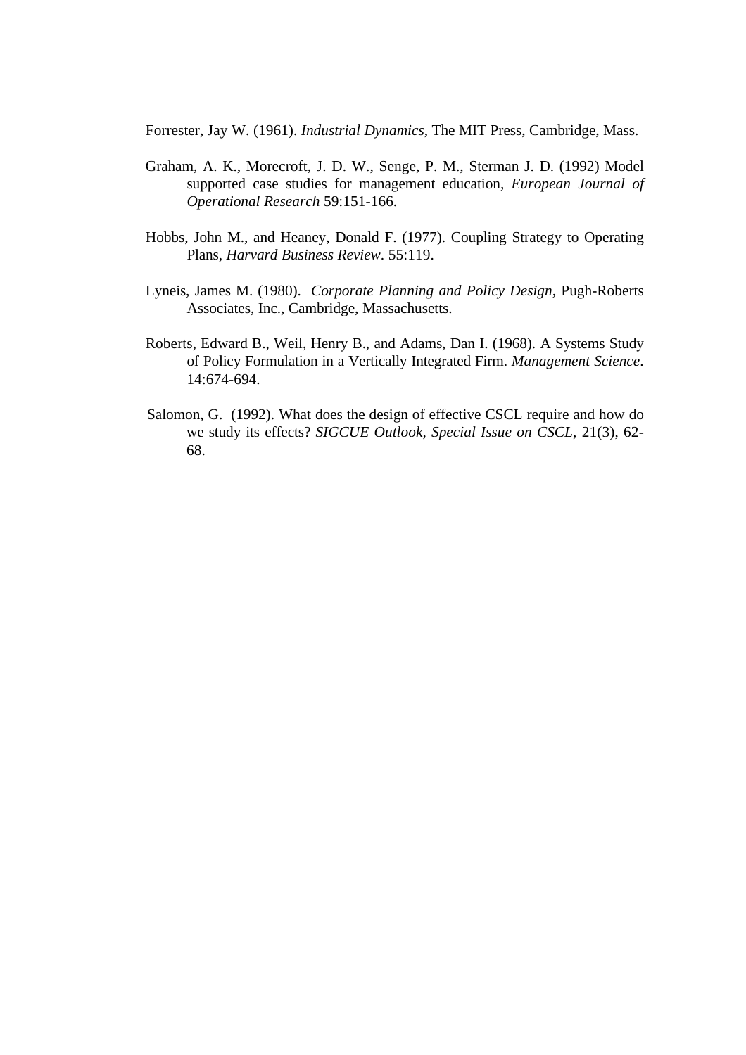Forrester, Jay W. (1961). *Industrial Dynamics*, The MIT Press, Cambridge, Mass.

Graham, A. K., Morecroft, J. D. W., Senge, P. M., Sterman J. D. (1992) Model supported case studies for management education, *European Journal of Operational Research* 59:151-166.

Hobbs, John M., and Heaney, Donald F. (1977). Coupling Strategy to Operating Plans, *Harvard Business Review*. 55:119.

Lyneis, James M. (1980). *Corporate Planning and Policy Design*, Pugh-Roberts Associates, Inc., Cambridge, Massachusetts.

Roberts, Edward B., Weil, Henry B., and Adams, Dan I. (1968). A Systems Study of Policy Formulation in a Vertically Integrated Firm. *Management Science*. 14:674-694.

Salomon, G. (1992). What does the design of effective CSCL require and how do we study its effects? *SIGCUE Outlook, Special Issue on CSCL*, 21(3), 62-68.